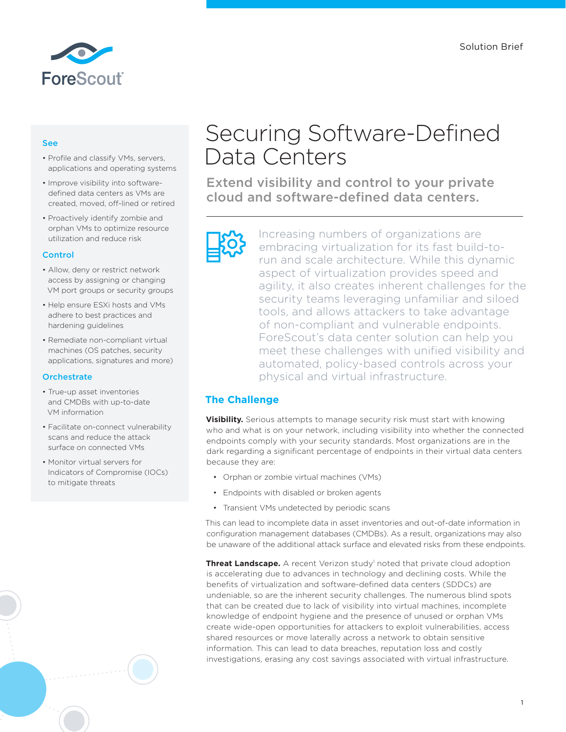Solution Brief

# Securing Software-Defined Data Centers

## Extend visibility and control to your private cloud and software-defined data centers.

Increasing numbers of organizations are embracing virtualization for its fast build-to-run and scale architecture. While this dynamic aspect of virtualization provides speed and agility, it also creates inherent challenges for the security teams leveraging unfamiliar and siloed tools, and allows attackers to take advantage of non-compliant and vulnerable endpoints. ForeScout's data center solution can help you meet these challenges with unified visibility and automated, policy-based controls across your physical and virtual infrastructure.

### See

- Profile and classify VMs, servers, applications and operating systems
- Improve visibility into software-defined data centers as VMs are created, moved, off-lined or retired
- Proactively identify zombie and orphan VMs to optimize resource utilization and reduce risk

### Control

- Allow, deny or restrict network access by assigning or changing VM port groups or security groups
- Help ensure ESXi hosts and VMs adhere to best practices and hardening guidelines
- Remediate non-compliant virtual machines (OS patches, security applications, signatures and more)

### Orchestrate

- True-up asset inventories and CMDBs with up-to-date VM information
- Facilitate on-connect vulnerability scans and reduce the attack surface on connected VMs
- Monitor virtual servers for Indicators of Compromise (IOCs) to mitigate threats

## The Challenge

**Visibility.** Serious attempts to manage security risk must start with knowing who and what is on your network, including visibility into whether the connected endpoints comply with your security standards. Most organizations are in the dark regarding a significant percentage of endpoints in their virtual data centers because they are:

- Orphan or zombie virtual machines (VMs)
- Endpoints with disabled or broken agents
- Transient VMs undetected by periodic scans

This can lead to incomplete data in asset inventories and out-of-date information in configuration management databases (CMDBs). As a result, organizations may also be unaware of the additional attack surface and elevated risks from these endpoints.

**Threat Landscape.** A recent Verizon study[1] noted that private cloud adoption is accelerating due to advances in technology and declining costs. While the benefits of virtualization and software-defined data centers (SDDCs) are undeniable, so are the inherent security challenges. The numerous blind spots that can be created due to lack of visibility into virtual machines, incomplete knowledge of endpoint hygiene and the presence of unused or orphan VMs create wide-open opportunities for attackers to exploit vulnerabilities, access shared resources or move laterally across a network to obtain sensitive information. This can lead to data breaches, reputation loss and costly investigations, erasing any cost savings associated with virtual infrastructure.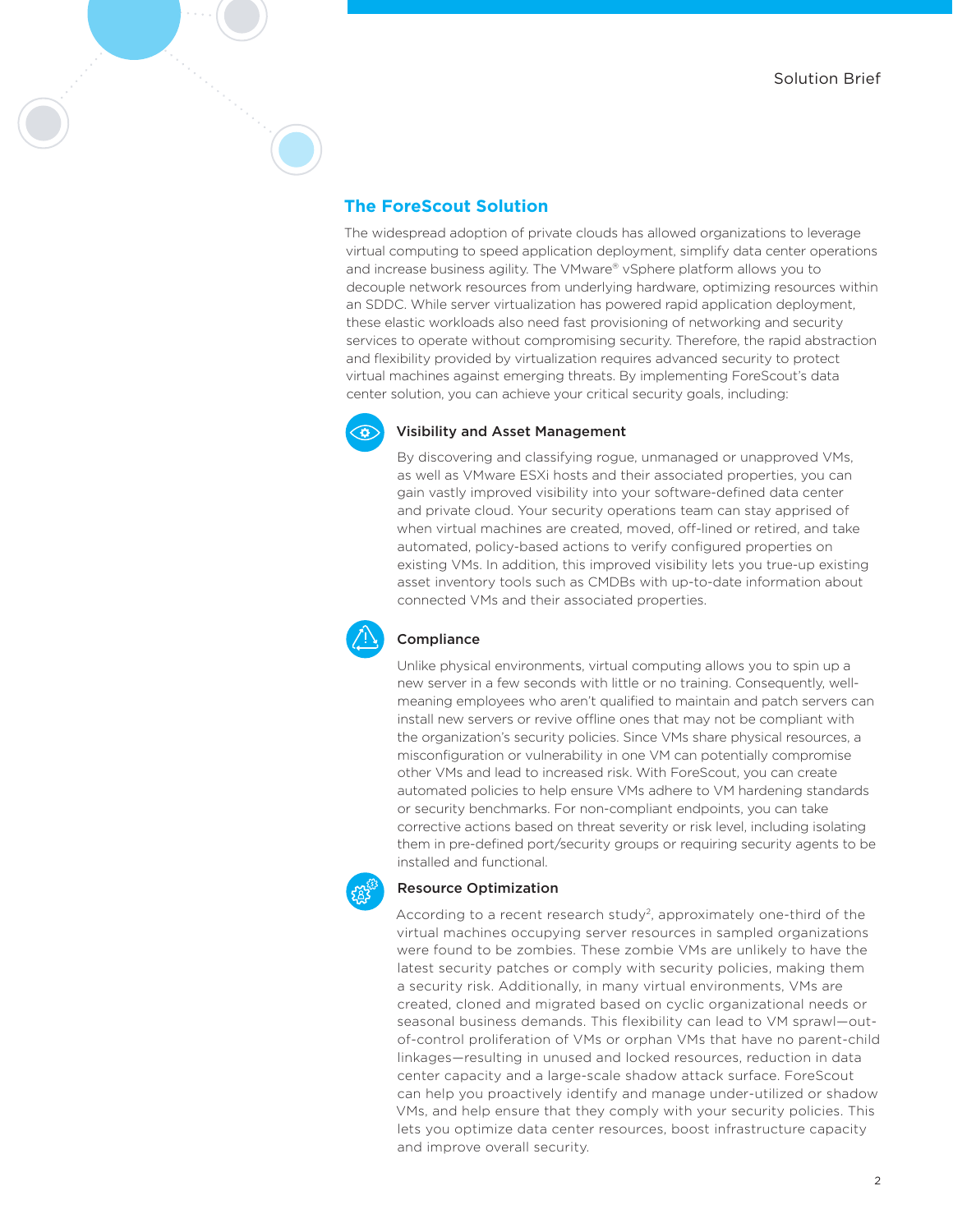## The ForeScout Solution

The widespread adoption of private clouds has allowed organizations to leverage virtual computing to speed application deployment, simplify data center operations and increase business agility. The VMware® vSphere platform allows you to decouple network resources from underlying hardware, optimizing resources within an SDDC. While server virtualization has powered rapid application deployment, these elastic workloads also need fast provisioning of networking and security services to operate without compromising security. Therefore, the rapid abstraction and flexibility provided by virtualization requires advanced security to protect virtual machines against emerging threats. By implementing ForeScout's data center solution, you can achieve your critical security goals, including:

### Visibility and Asset Management

By discovering and classifying rogue, unmanaged or unapproved VMs, as well as VMware ESXi hosts and their associated properties, you can gain vastly improved visibility into your software-defined data center and private cloud. Your security operations team can stay apprised of when virtual machines are created, moved, off-lined or retired, and take automated, policy-based actions to verify configured properties on existing VMs. In addition, this improved visibility lets you true-up existing asset inventory tools such as CMDBs with up-to-date information about connected VMs and their associated properties.

### Compliance

Unlike physical environments, virtual computing allows you to spin up a new server in a few seconds with little or no training. Consequently, well-meaning employees who aren't qualified to maintain and patch servers can install new servers or revive offline ones that may not be compliant with the organization's security policies. Since VMs share physical resources, a misconfiguration or vulnerability in one VM can potentially compromise other VMs and lead to increased risk. With ForeScout, you can create automated policies to help ensure VMs adhere to VM hardening standards or security benchmarks. For non-compliant endpoints, you can take corrective actions based on threat severity or risk level, including isolating them in pre-defined port/security groups or requiring security agents to be installed and functional.

### Resource Optimization

According to a recent research study[2], approximately one-third of the virtual machines occupying server resources in sampled organizations were found to be zombies. These zombie VMs are unlikely to have the latest security patches or comply with security policies, making them a security risk. Additionally, in many virtual environments, VMs are created, cloned and migrated based on cyclic organizational needs or seasonal business demands. This flexibility can lead to VM sprawl—out-of-control proliferation of VMs or orphan VMs that have no parent-child linkages—resulting in unused and locked resources, reduction in data center capacity and a large-scale shadow attack surface. ForeScout can help you proactively identify and manage under-utilized or shadow VMs, and help ensure that they comply with your security policies. This lets you optimize data center resources, boost infrastructure capacity and improve overall security.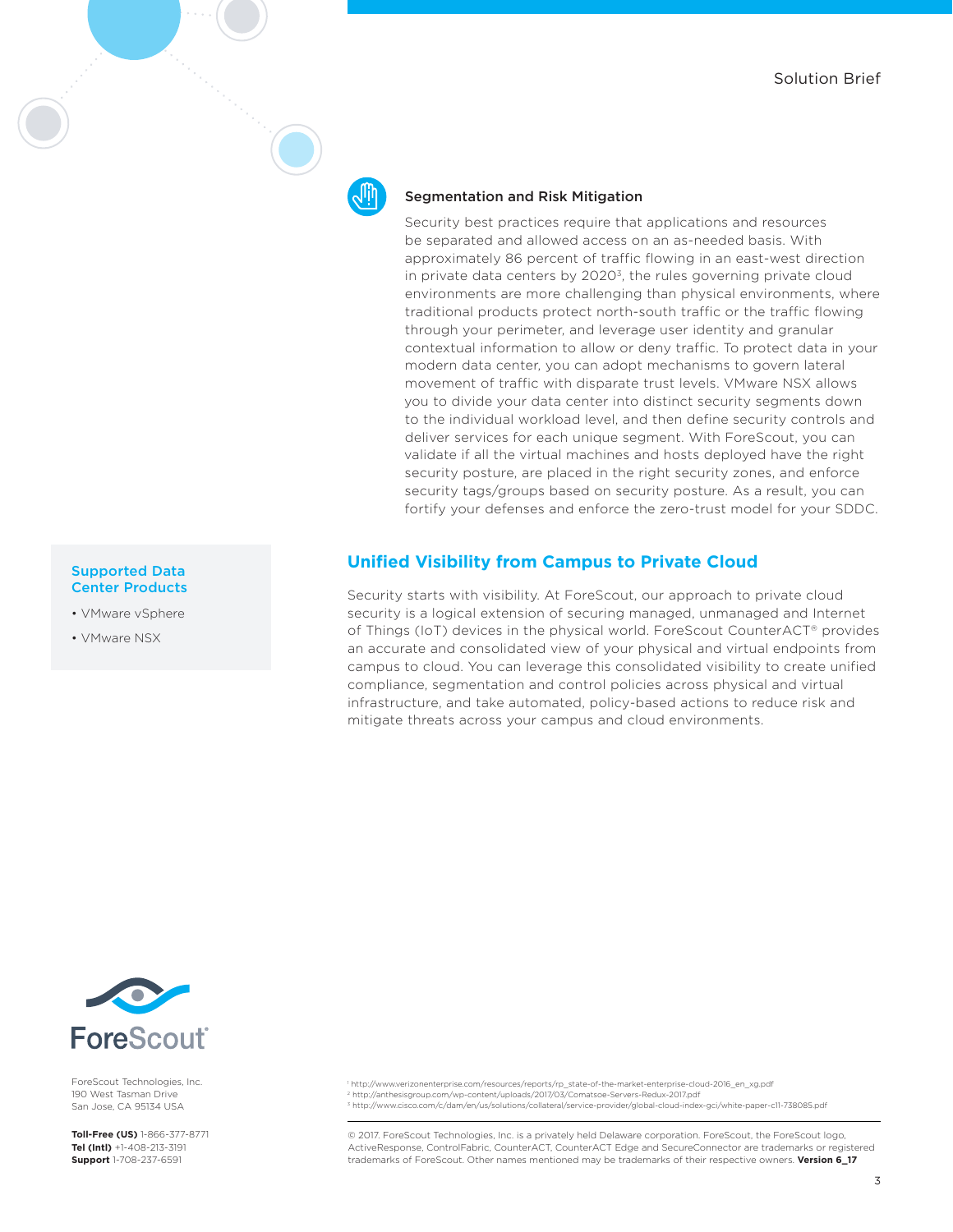### Segmentation and Risk Mitigation

Security best practices require that applications and resources be separated and allowed access on an as-needed basis. With approximately 86 percent of traffic flowing in an east-west direction in private data centers by 2020[3], the rules governing private cloud environments are more challenging than physical environments, where traditional products protect north-south traffic or the traffic flowing through your perimeter, and leverage user identity and granular contextual information to allow or deny traffic. To protect data in your modern data center, you can adopt mechanisms to govern lateral movement of traffic with disparate trust levels. VMware NSX allows you to divide your data center into distinct security segments down to the individual workload level, and then define security controls and deliver services for each unique segment. With ForeScout, you can validate if all the virtual machines and hosts deployed have the right security posture, are placed in the right security zones, and enforce security tags/groups based on security posture. As a result, you can fortify your defenses and enforce the zero-trust model for your SDDC.

## Unified Visibility from Campus to Private Cloud

Security starts with visibility. At ForeScout, our approach to private cloud security is a logical extension of securing managed, unmanaged and Internet of Things (IoT) devices in the physical world. ForeScout CounterACT® provides an accurate and consolidated view of your physical and virtual endpoints from campus to cloud. You can leverage this consolidated visibility to create unified compliance, segmentation and control policies across physical and virtual infrastructure, and take automated, policy-based actions to reduce risk and mitigate threats across your campus and cloud environments.

### Supported Data Center Products

- VMware vSphere
- VMware NSX

ForeScout

ForeScout Technologies, Inc.
190 West Tasman Drive
San Jose, CA 95134 USA

**Toll-Free (US)** 1-866-377-8771
**Tel (Intl)** +1-408-213-3191
**Support** 1-708-237-6591

[1] http://www.verizonenterprise.com/resources/reports/rp_state-of-the-market-enterprise-cloud-2016_en_xg.pdf
[2] http://anthesisgroup.com/wp-content/uploads/2017/03/Comatsoe-Servers-Redux-2017.pdf
[3] http://www.cisco.com/c/dam/en/us/solutions/collateral/service-provider/global-cloud-index-gci/white-paper-c11-738085.pdf

© 2017. ForeScout Technologies, Inc. is a privately held Delaware corporation. ForeScout, the ForeScout logo, ActiveResponse, ControlFabric, CounterACT, CounterACT Edge and SecureConnector are trademarks or registered trademarks of ForeScout. Other names mentioned may be trademarks of their respective owners. **Version 6_17**